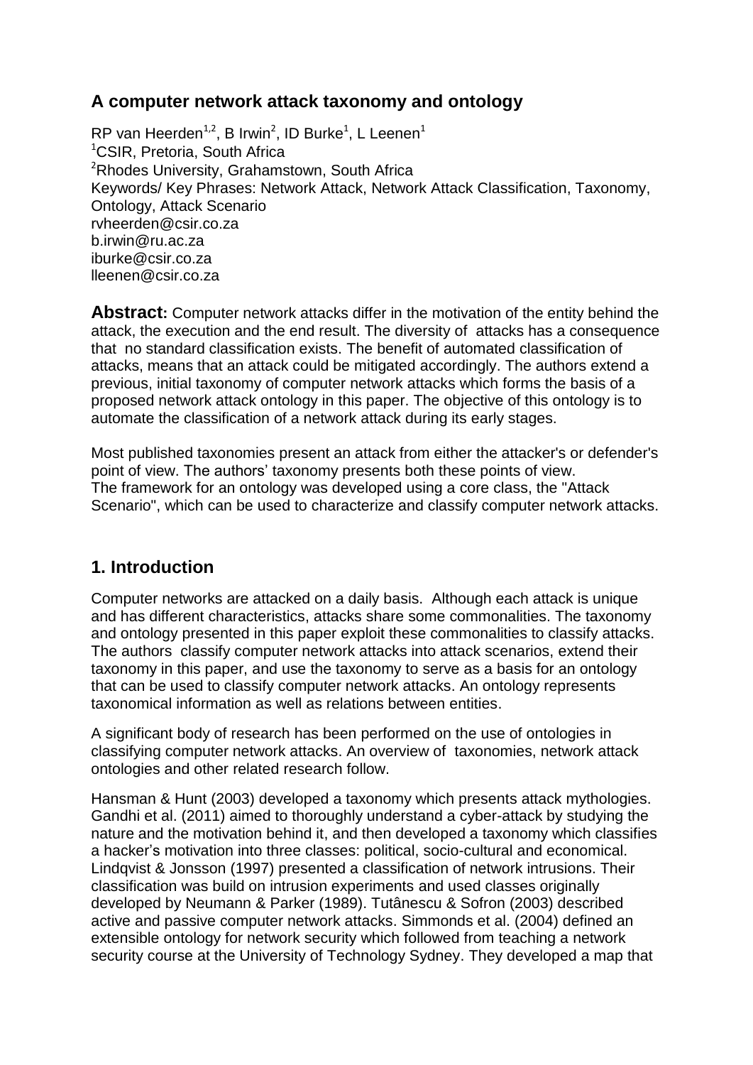## A computer network attack taxonomy and ontology

RP van Heerden[1,2], B Irwin[2], ID Burke[1], L Leenen[1]
[1]CSIR, Pretoria, South Africa
[2]Rhodes University, Grahamstown, South Africa
Keywords/ Key Phrases: Network Attack, Network Attack Classification, Taxonomy, Ontology, Attack Scenario
rvheerden@csir.co.za
b.irwin@ru.ac.za
iburke@csir.co.za
lleenen@csir.co.za

**Abstract:** Computer network attacks differ in the motivation of the entity behind the attack, the execution and the end result. The diversity of attacks has a consequence that no standard classification exists. The benefit of automated classification of attacks, means that an attack could be mitigated accordingly. The authors extend a previous, initial taxonomy of computer network attacks which forms the basis of a proposed network attack ontology in this paper. The objective of this ontology is to automate the classification of a network attack during its early stages.

Most published taxonomies present an attack from either the attacker's or defender's point of view. The authors' taxonomy presents both these points of view. The framework for an ontology was developed using a core class, the "Attack Scenario", which can be used to characterize and classify computer network attacks.

## 1. Introduction

Computer networks are attacked on a daily basis. Although each attack is unique and has different characteristics, attacks share some commonalities. The taxonomy and ontology presented in this paper exploit these commonalities to classify attacks. The authors classify computer network attacks into attack scenarios, extend their taxonomy in this paper, and use the taxonomy to serve as a basis for an ontology that can be used to classify computer network attacks. An ontology represents taxonomical information as well as relations between entities.

A significant body of research has been performed on the use of ontologies in classifying computer network attacks. An overview of taxonomies, network attack ontologies and other related research follow.

Hansman & Hunt (2003) developed a taxonomy which presents attack mythologies. Gandhi et al. (2011) aimed to thoroughly understand a cyber-attack by studying the nature and the motivation behind it, and then developed a taxonomy which classifies a hacker's motivation into three classes: political, socio-cultural and economical. Lindqvist & Jonsson (1997) presented a classification of network intrusions. Their classification was build on intrusion experiments and used classes originally developed by Neumann & Parker (1989). Tutânescu & Sofron (2003) described active and passive computer network attacks. Simmonds et al. (2004) defined an extensible ontology for network security which followed from teaching a network security course at the University of Technology Sydney. They developed a map that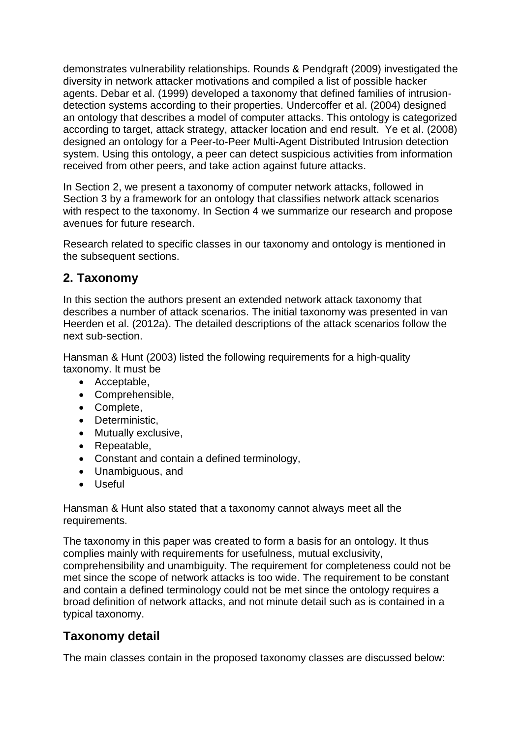demonstrates vulnerability relationships. Rounds & Pendgraft (2009) investigated the diversity in network attacker motivations and compiled a list of possible hacker agents. Debar et al. (1999) developed a taxonomy that defined families of intrusion-detection systems according to their properties. Undercoffer et al. (2004) designed an ontology that describes a model of computer attacks. This ontology is categorized according to target, attack strategy, attacker location and end result. Ye et al. (2008) designed an ontology for a Peer-to-Peer Multi-Agent Distributed Intrusion detection system. Using this ontology, a peer can detect suspicious activities from information received from other peers, and take action against future attacks.

In Section 2, we present a taxonomy of computer network attacks, followed in Section 3 by a framework for an ontology that classifies network attack scenarios with respect to the taxonomy. In Section 4 we summarize our research and propose avenues for future research.

Research related to specific classes in our taxonomy and ontology is mentioned in the subsequent sections.

## 2. Taxonomy

In this section the authors present an extended network attack taxonomy that describes a number of attack scenarios. The initial taxonomy was presented in van Heerden et al. (2012a). The detailed descriptions of the attack scenarios follow the next sub-section.

Hansman & Hunt (2003) listed the following requirements for a high-quality taxonomy. It must be

- Acceptable,
- Comprehensible,
- Complete,
- Deterministic,
- Mutually exclusive,
- Repeatable,
- Constant and contain a defined terminology,
- Unambiguous, and
- Useful

Hansman & Hunt also stated that a taxonomy cannot always meet all the requirements.

The taxonomy in this paper was created to form a basis for an ontology. It thus complies mainly with requirements for usefulness, mutual exclusivity, comprehensibility and unambiguity. The requirement for completeness could not be met since the scope of network attacks is too wide. The requirement to be constant and contain a defined terminology could not be met since the ontology requires a broad definition of network attacks, and not minute detail such as is contained in a typical taxonomy.

## Taxonomy detail

The main classes contain in the proposed taxonomy classes are discussed below: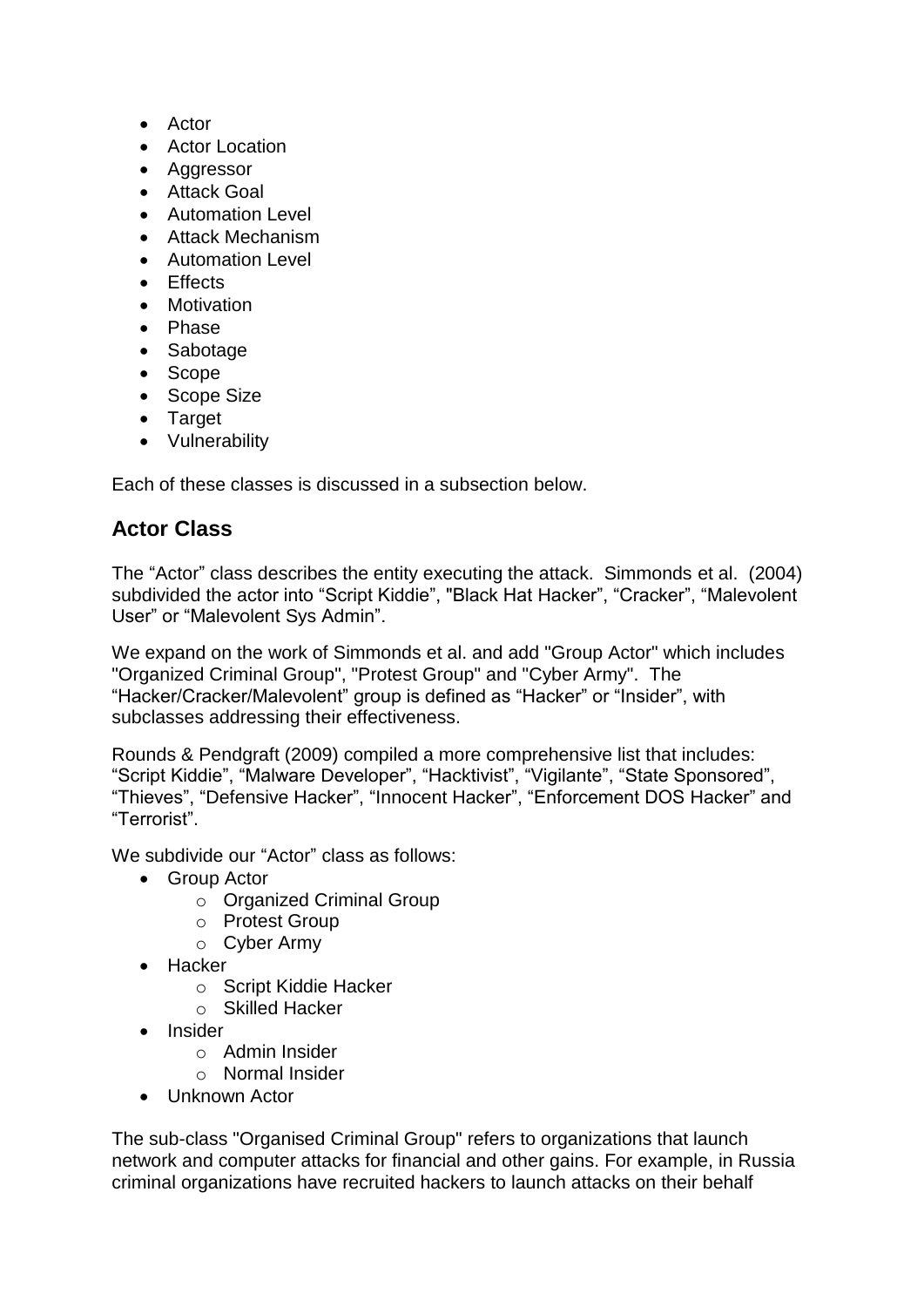- Actor
- Actor Location
- Aggressor
- Attack Goal
- Automation Level
- Attack Mechanism
- Automation Level
- Effects
- Motivation
- Phase
- Sabotage
- Scope
- Scope Size
- Target
- Vulnerability

Each of these classes is discussed in a subsection below.

## Actor Class

The “Actor” class describes the entity executing the attack. Simmonds et al. (2004) subdivided the actor into “Script Kiddie”, "Black Hat Hacker”, “Cracker”, “Malevolent User” or “Malevolent Sys Admin”.

We expand on the work of Simmonds et al. and add "Group Actor" which includes "Organized Criminal Group", "Protest Group" and "Cyber Army". The “Hacker/Cracker/Malevolent” group is defined as “Hacker” or “Insider”, with subclasses addressing their effectiveness.

Rounds & Pendgraft (2009) compiled a more comprehensive list that includes: “Script Kiddie”, “Malware Developer”, “Hacktivist”, “Vigilante”, “State Sponsored”, “Thieves”, “Defensive Hacker”, “Innocent Hacker”, “Enforcement DOS Hacker” and “Terrorist”.

We subdivide our “Actor” class as follows:

- Group Actor
    - Organized Criminal Group
    - Protest Group
    - Cyber Army
- Hacker
    - Script Kiddie Hacker
    - Skilled Hacker
- Insider
    - Admin Insider
    - Normal Insider
- Unknown Actor

The sub-class "Organised Criminal Group" refers to organizations that launch network and computer attacks for financial and other gains. For example, in Russia criminal organizations have recruited hackers to launch attacks on their behalf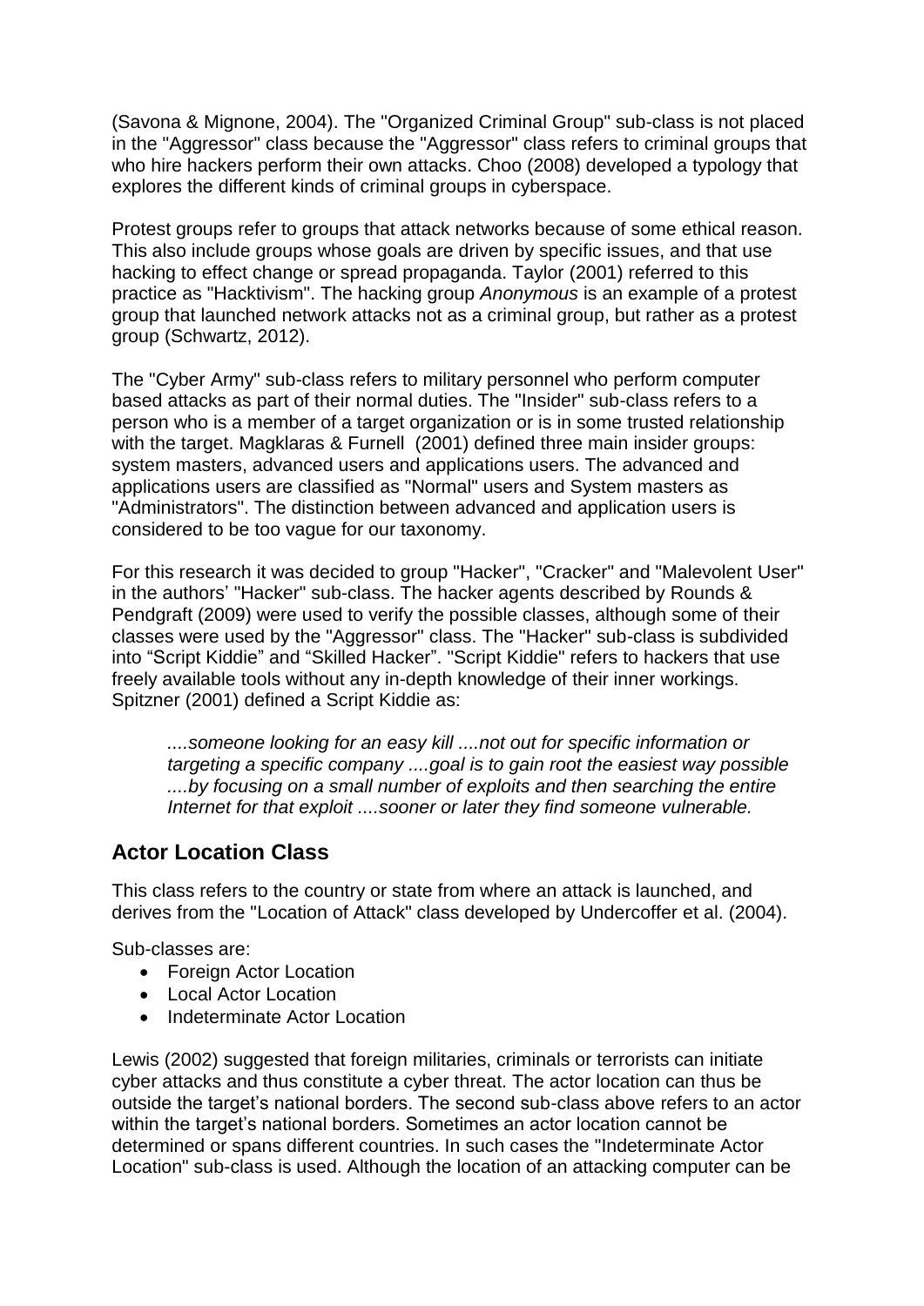(Savona & Mignone, 2004). The "Organized Criminal Group" sub-class is not placed in the "Aggressor" class because the "Aggressor" class refers to criminal groups that who hire hackers perform their own attacks. Choo (2008) developed a typology that explores the different kinds of criminal groups in cyberspace.

Protest groups refer to groups that attack networks because of some ethical reason. This also include groups whose goals are driven by specific issues, and that use hacking to effect change or spread propaganda. Taylor (2001) referred to this practice as "Hacktivism". The hacking group *Anonymous* is an example of a protest group that launched network attacks not as a criminal group, but rather as a protest group (Schwartz, 2012).

The "Cyber Army" sub-class refers to military personnel who perform computer based attacks as part of their normal duties. The "Insider" sub-class refers to a person who is a member of a target organization or is in some trusted relationship with the target. Magklaras & Furnell (2001) defined three main insider groups: system masters, advanced users and applications users. The advanced and applications users are classified as "Normal" users and System masters as "Administrators". The distinction between advanced and application users is considered to be too vague for our taxonomy.

For this research it was decided to group "Hacker", "Cracker" and "Malevolent User" in the authors' "Hacker" sub-class. The hacker agents described by Rounds & Pendgraft (2009) were used to verify the possible classes, although some of their classes were used by the "Aggressor" class. The "Hacker" sub-class is subdivided into "Script Kiddie" and "Skilled Hacker". "Script Kiddie" refers to hackers that use freely available tools without any in-depth knowledge of their inner workings. Spitzner (2001) defined a Script Kiddie as:

> *....someone looking for an easy kill ....not out for specific information or targeting a specific company ....goal is to gain root the easiest way possible ....by focusing on a small number of exploits and then searching the entire Internet for that exploit ....sooner or later they find someone vulnerable.*

## Actor Location Class

This class refers to the country or state from where an attack is launched, and derives from the "Location of Attack" class developed by Undercoffer et al. (2004).

Sub-classes are:

- Foreign Actor Location
- Local Actor Location
- Indeterminate Actor Location

Lewis (2002) suggested that foreign militaries, criminals or terrorists can initiate cyber attacks and thus constitute a cyber threat. The actor location can thus be outside the target's national borders. The second sub-class above refers to an actor within the target's national borders. Sometimes an actor location cannot be determined or spans different countries. In such cases the "Indeterminate Actor Location" sub-class is used. Although the location of an attacking computer can be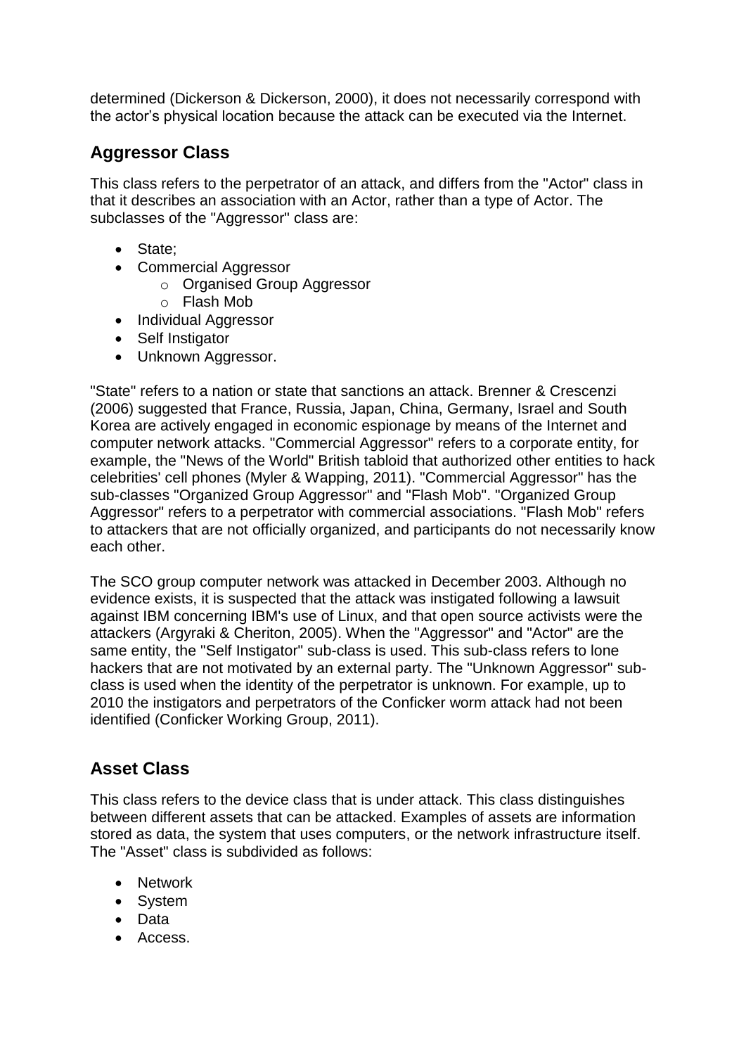determined (Dickerson & Dickerson, 2000), it does not necessarily correspond with the actor's physical location because the attack can be executed via the Internet.

## Aggressor Class

This class refers to the perpetrator of an attack, and differs from the "Actor" class in that it describes an association with an Actor, rather than a type of Actor. The subclasses of the "Aggressor" class are:

- State;
- Commercial Aggressor
  - Organised Group Aggressor
  - Flash Mob
- Individual Aggressor
- Self Instigator
- Unknown Aggressor.

"State" refers to a nation or state that sanctions an attack. Brenner & Crescenzi (2006) suggested that France, Russia, Japan, China, Germany, Israel and South Korea are actively engaged in economic espionage by means of the Internet and computer network attacks. "Commercial Aggressor" refers to a corporate entity, for example, the "News of the World" British tabloid that authorized other entities to hack celebrities' cell phones (Myler & Wapping, 2011). "Commercial Aggressor" has the sub-classes "Organized Group Aggressor" and "Flash Mob". "Organized Group Aggressor" refers to a perpetrator with commercial associations. "Flash Mob" refers to attackers that are not officially organized, and participants do not necessarily know each other.

The SCO group computer network was attacked in December 2003. Although no evidence exists, it is suspected that the attack was instigated following a lawsuit against IBM concerning IBM's use of Linux, and that open source activists were the attackers (Argyraki & Cheriton, 2005). When the "Aggressor" and "Actor" are the same entity, the "Self Instigator" sub-class is used. This sub-class refers to lone hackers that are not motivated by an external party. The "Unknown Aggressor" sub-class is used when the identity of the perpetrator is unknown. For example, up to 2010 the instigators and perpetrators of the Conficker worm attack had not been identified (Conficker Working Group, 2011).

## Asset Class

This class refers to the device class that is under attack. This class distinguishes between different assets that can be attacked. Examples of assets are information stored as data, the system that uses computers, or the network infrastructure itself. The "Asset" class is subdivided as follows:

- Network
- System
- Data
- Access.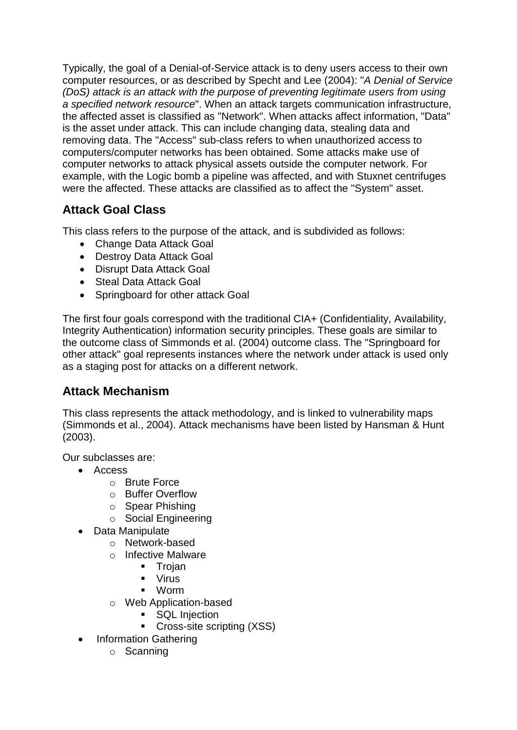Typically, the goal of a Denial-of-Service attack is to deny users access to their own computer resources, or as described by Specht and Lee (2004): "*A Denial of Service (DoS) attack is an attack with the purpose of preventing legitimate users from using a specified network resource*". When an attack targets communication infrastructure, the affected asset is classified as "Network". When attacks affect information, "Data" is the asset under attack. This can include changing data, stealing data and removing data. The "Access" sub-class refers to when unauthorized access to computers/computer networks has been obtained. Some attacks make use of computer networks to attack physical assets outside the computer network. For example, with the Logic bomb a pipeline was affected, and with Stuxnet centrifuges were the affected. These attacks are classified as to affect the "System" asset.

## Attack Goal Class

This class refers to the purpose of the attack, and is subdivided as follows:

- Change Data Attack Goal
- Destroy Data Attack Goal
- Disrupt Data Attack Goal
- Steal Data Attack Goal
- Springboard for other attack Goal

The first four goals correspond with the traditional CIA+ (Confidentiality, Availability, Integrity Authentication) information security principles. These goals are similar to the outcome class of Simmonds et al. (2004) outcome class. The "Springboard for other attack" goal represents instances where the network under attack is used only as a staging post for attacks on a different network.

## Attack Mechanism

This class represents the attack methodology, and is linked to vulnerability maps (Simmonds et al., 2004). Attack mechanisms have been listed by Hansman & Hunt (2003).

Our subclasses are:

- Access
  - Brute Force
  - Buffer Overflow
  - Spear Phishing
  - Social Engineering
- Data Manipulate
  - Network-based
  - Infective Malware
    - Trojan
    - Virus
    - Worm
  - Web Application-based
    - SQL Injection
    - Cross-site scripting (XSS)
- Information Gathering
  - Scanning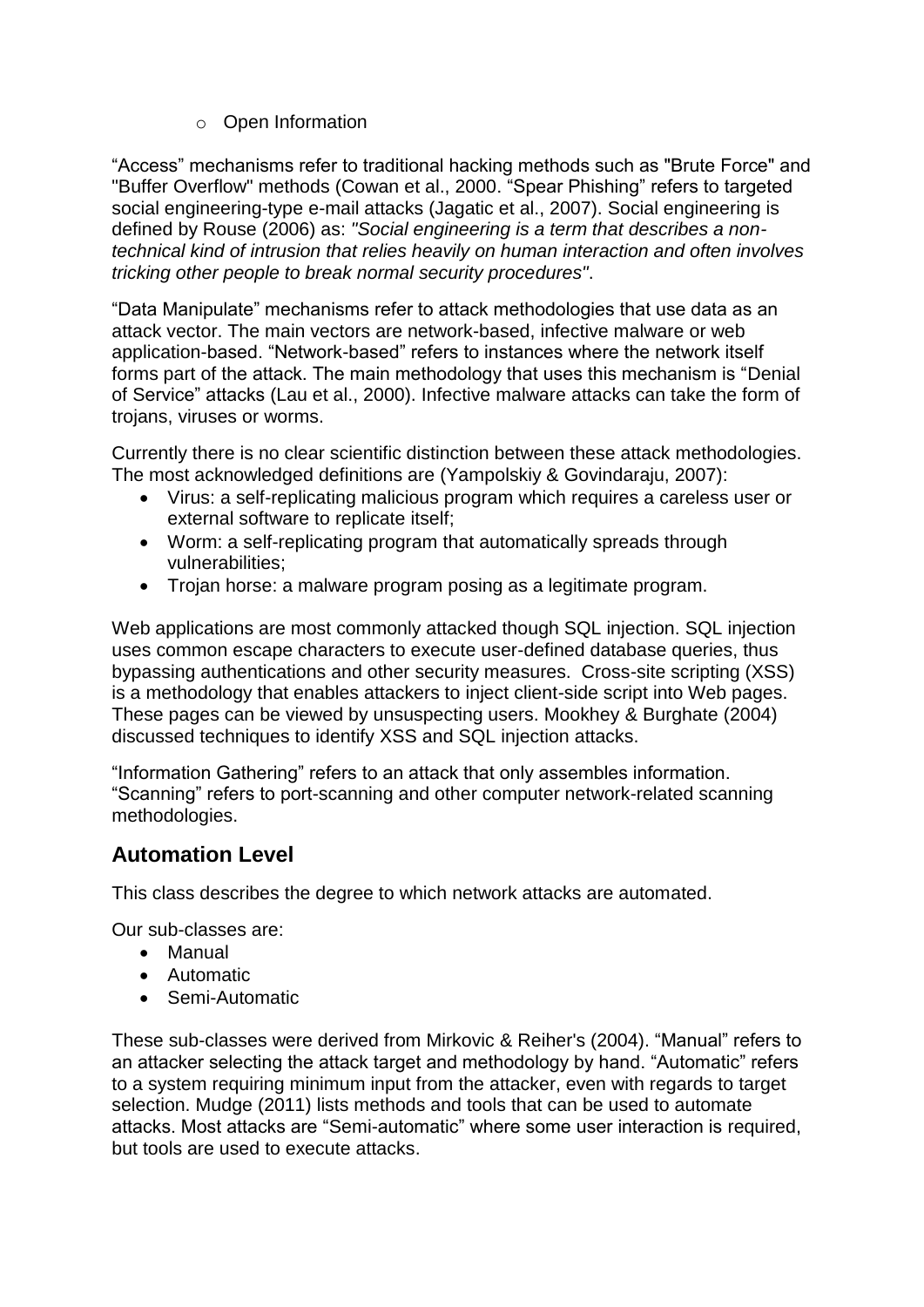- Open Information

“Access” mechanisms refer to traditional hacking methods such as "Brute Force" and "Buffer Overflow" methods (Cowan et al., 2000. “Spear Phishing” refers to targeted social engineering-type e-mail attacks (Jagatic et al., 2007). Social engineering is defined by Rouse (2006) as: *"Social engineering is a term that describes a non-technical kind of intrusion that relies heavily on human interaction and often involves tricking other people to break normal security procedures"*.

“Data Manipulate” mechanisms refer to attack methodologies that use data as an attack vector. The main vectors are network-based, infective malware or web application-based. “Network-based” refers to instances where the network itself forms part of the attack. The main methodology that uses this mechanism is “Denial of Service” attacks (Lau et al., 2000). Infective malware attacks can take the form of trojans, viruses or worms.

Currently there is no clear scientific distinction between these attack methodologies. The most acknowledged definitions are (Yampolskiy & Govindaraju, 2007):

- Virus: a self-replicating malicious program which requires a careless user or external software to replicate itself;
- Worm: a self-replicating program that automatically spreads through vulnerabilities;
- Trojan horse: a malware program posing as a legitimate program.

Web applications are most commonly attacked though SQL injection. SQL injection uses common escape characters to execute user-defined database queries, thus bypassing authentications and other security measures. Cross-site scripting (XSS) is a methodology that enables attackers to inject client-side script into Web pages. These pages can be viewed by unsuspecting users. Mookhey & Burghate (2004) discussed techniques to identify XSS and SQL injection attacks.

“Information Gathering” refers to an attack that only assembles information. “Scanning” refers to port-scanning and other computer network-related scanning methodologies.

## Automation Level

This class describes the degree to which network attacks are automated.

Our sub-classes are:

- Manual
- Automatic
- Semi-Automatic

These sub-classes were derived from Mirkovic & Reiher's (2004). “Manual” refers to an attacker selecting the attack target and methodology by hand. “Automatic” refers to a system requiring minimum input from the attacker, even with regards to target selection. Mudge (2011) lists methods and tools that can be used to automate attacks. Most attacks are “Semi-automatic” where some user interaction is required, but tools are used to execute attacks.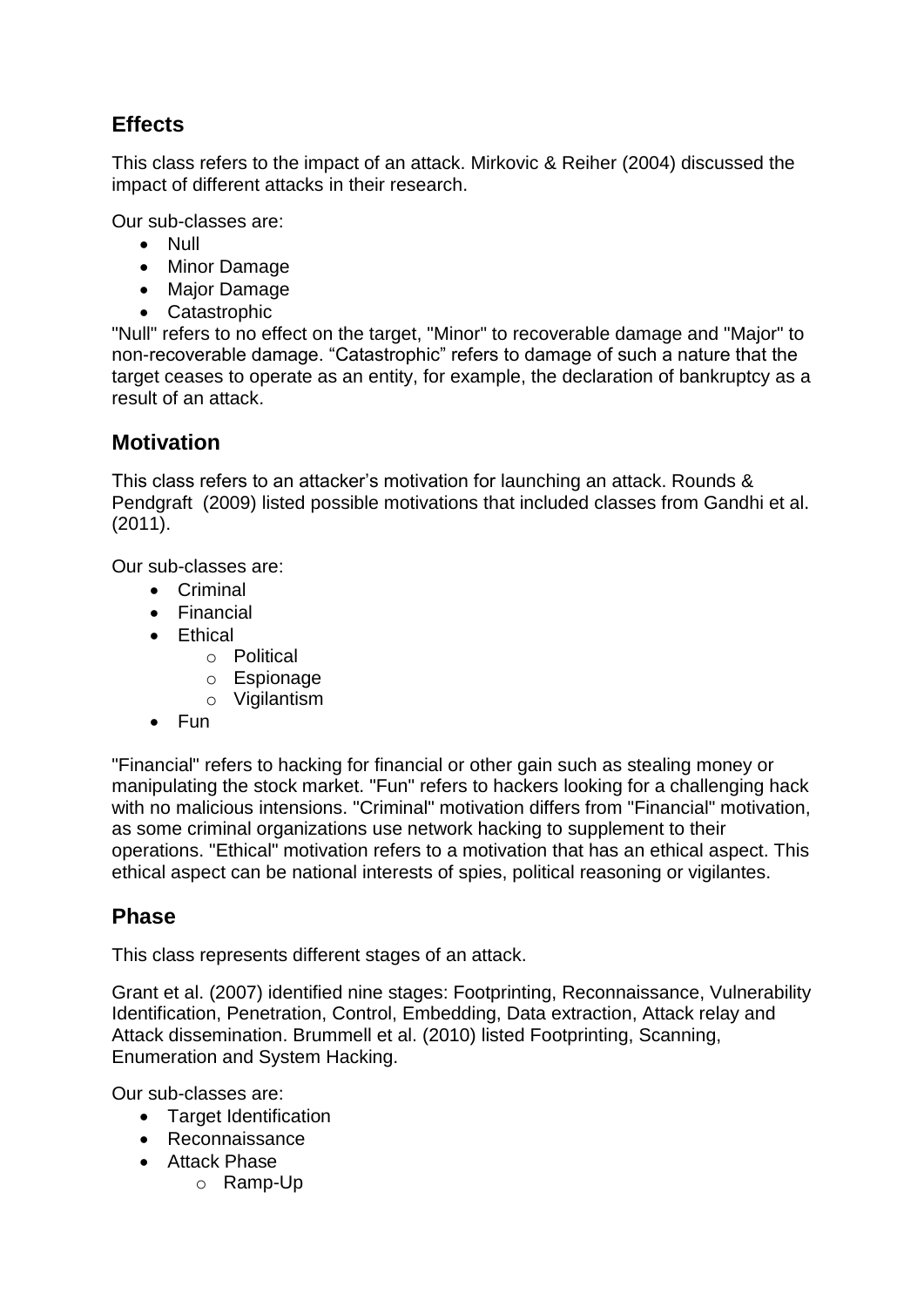## Effects

This class refers to the impact of an attack. Mirkovic & Reiher (2004) discussed the impact of different attacks in their research.

Our sub-classes are:

- Null
- Minor Damage
- Major Damage
- Catastrophic

"Null" refers to no effect on the target, "Minor" to recoverable damage and "Major" to non-recoverable damage. “Catastrophic” refers to damage of such a nature that the target ceases to operate as an entity, for example, the declaration of bankruptcy as a result of an attack.

## Motivation

This class refers to an attacker’s motivation for launching an attack. Rounds & Pendgraft (2009) listed possible motivations that included classes from Gandhi et al. (2011).

Our sub-classes are:

- Criminal
- Financial
- Ethical
    - Political
    - Espionage
    - Vigilantism
- Fun

"Financial" refers to hacking for financial or other gain such as stealing money or manipulating the stock market. "Fun" refers to hackers looking for a challenging hack with no malicious intensions. "Criminal" motivation differs from "Financial" motivation, as some criminal organizations use network hacking to supplement to their operations. "Ethical" motivation refers to a motivation that has an ethical aspect. This ethical aspect can be national interests of spies, political reasoning or vigilantes.

## Phase

This class represents different stages of an attack.

Grant et al. (2007) identified nine stages: Footprinting, Reconnaissance, Vulnerability Identification, Penetration, Control, Embedding, Data extraction, Attack relay and Attack dissemination. Brummell et al. (2010) listed Footprinting, Scanning, Enumeration and System Hacking.

Our sub-classes are:

- Target Identification
- Reconnaissance
- Attack Phase
    - Ramp-Up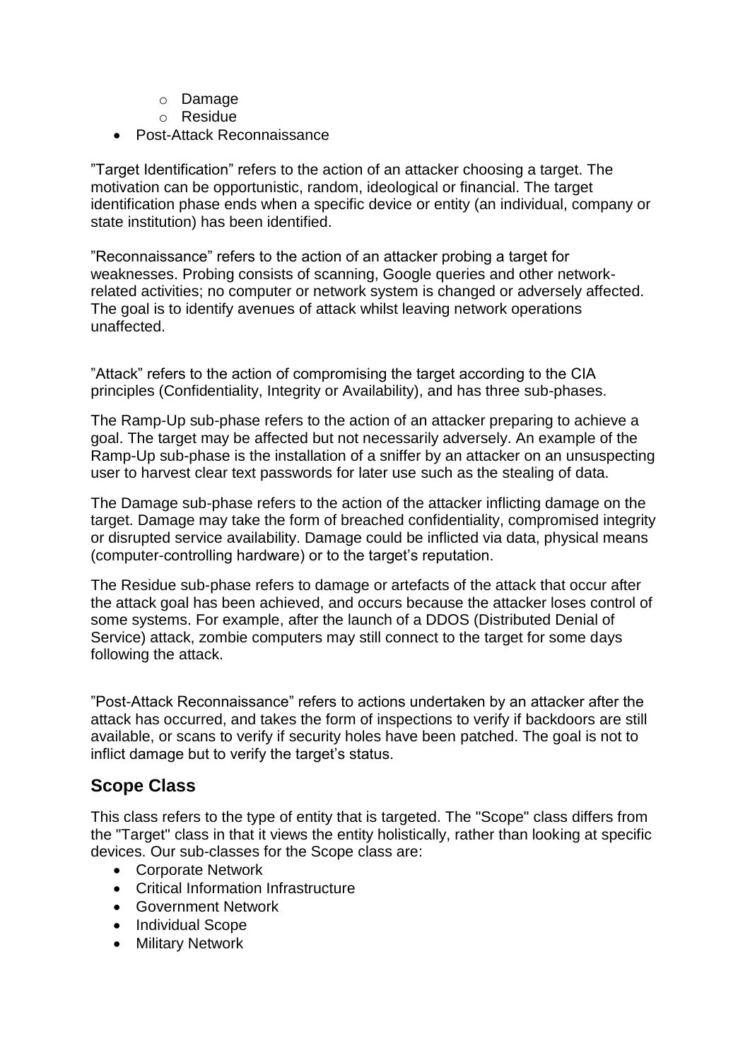- Damage
    - Residue
- Post-Attack Reconnaissance

”Target Identification” refers to the action of an attacker choosing a target. The motivation can be opportunistic, random, ideological or financial. The target identification phase ends when a specific device or entity (an individual, company or state institution) has been identified.

”Reconnaissance” refers to the action of an attacker probing a target for weaknesses. Probing consists of scanning, Google queries and other network-related activities; no computer or network system is changed or adversely affected. The goal is to identify avenues of attack whilst leaving network operations unaffected.

”Attack” refers to the action of compromising the target according to the CIA principles (Confidentiality, Integrity or Availability), and has three sub-phases.

The Ramp-Up sub-phase refers to the action of an attacker preparing to achieve a goal. The target may be affected but not necessarily adversely. An example of the Ramp-Up sub-phase is the installation of a sniffer by an attacker on an unsuspecting user to harvest clear text passwords for later use such as the stealing of data.

The Damage sub-phase refers to the action of the attacker inflicting damage on the target. Damage may take the form of breached confidentiality, compromised integrity or disrupted service availability. Damage could be inflicted via data, physical means (computer-controlling hardware) or to the target’s reputation.

The Residue sub-phase refers to damage or artefacts of the attack that occur after the attack goal has been achieved, and occurs because the attacker loses control of some systems. For example, after the launch of a DDOS (Distributed Denial of Service) attack, zombie computers may still connect to the target for some days following the attack.

”Post-Attack Reconnaissance” refers to actions undertaken by an attacker after the attack has occurred, and takes the form of inspections to verify if backdoors are still available, or scans to verify if security holes have been patched. The goal is not to inflict damage but to verify the target’s status.

## Scope Class

This class refers to the type of entity that is targeted. The "Scope" class differs from the "Target" class in that it views the entity holistically, rather than looking at specific devices. Our sub-classes for the Scope class are:

- Corporate Network
- Critical Information Infrastructure
- Government Network
- Individual Scope
- Military Network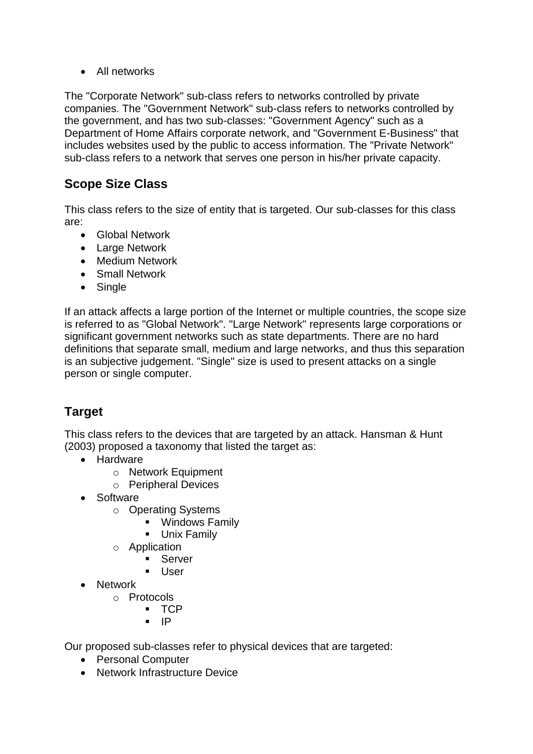- All networks

The "Corporate Network" sub-class refers to networks controlled by private companies. The "Government Network" sub-class refers to networks controlled by the government, and has two sub-classes: "Government Agency" such as a Department of Home Affairs corporate network, and "Government E-Business" that includes websites used by the public to access information. The "Private Network" sub-class refers to a network that serves one person in his/her private capacity.

## Scope Size Class

This class refers to the size of entity that is targeted. Our sub-classes for this class are:

- Global Network
- Large Network
- Medium Network
- Small Network
- Single

If an attack affects a large portion of the Internet or multiple countries, the scope size is referred to as "Global Network". "Large Network" represents large corporations or significant government networks such as state departments. There are no hard definitions that separate small, medium and large networks, and thus this separation is an subjective judgement. "Single" size is used to present attacks on a single person or single computer.

## Target

This class refers to the devices that are targeted by an attack. Hansman & Hunt (2003) proposed a taxonomy that listed the target as:

- Hardware
  - Network Equipment
  - Peripheral Devices
- Software
  - Operating Systems
    - Windows Family
    - Unix Family
  - Application
    - Server
    - User
- Network
  - Protocols
    - TCP
    - IP

Our proposed sub-classes refer to physical devices that are targeted:

- Personal Computer
- Network Infrastructure Device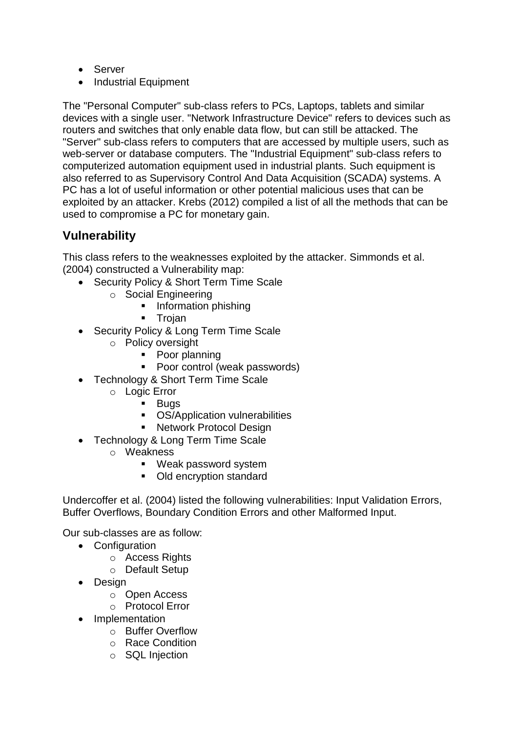- Server
- Industrial Equipment

The "Personal Computer" sub-class refers to PCs, Laptops, tablets and similar devices with a single user. "Network Infrastructure Device" refers to devices such as routers and switches that only enable data flow, but can still be attacked. The "Server" sub-class refers to computers that are accessed by multiple users, such as web-server or database computers. The "Industrial Equipment" sub-class refers to computerized automation equipment used in industrial plants. Such equipment is also referred to as Supervisory Control And Data Acquisition (SCADA) systems. A PC has a lot of useful information or other potential malicious uses that can be exploited by an attacker. Krebs (2012) compiled a list of all the methods that can be used to compromise a PC for monetary gain.

## Vulnerability

This class refers to the weaknesses exploited by the attacker. Simmonds et al. (2004) constructed a Vulnerability map:

- Security Policy & Short Term Time Scale
  - Social Engineering
    - Information phishing
    - Trojan
- Security Policy & Long Term Time Scale
  - Policy oversight
    - Poor planning
    - Poor control (weak passwords)
- Technology & Short Term Time Scale
  - Logic Error
    - Bugs
    - OS/Application vulnerabilities
    - Network Protocol Design
- Technology & Long Term Time Scale
  - Weakness
    - Weak password system
    - Old encryption standard

Undercoffer et al. (2004) listed the following vulnerabilities: Input Validation Errors, Buffer Overflows, Boundary Condition Errors and other Malformed Input.

Our sub-classes are as follow:

- Configuration
  - Access Rights
  - Default Setup
- Design
  - Open Access
  - Protocol Error
- Implementation
  - Buffer Overflow
  - Race Condition
  - SQL Injection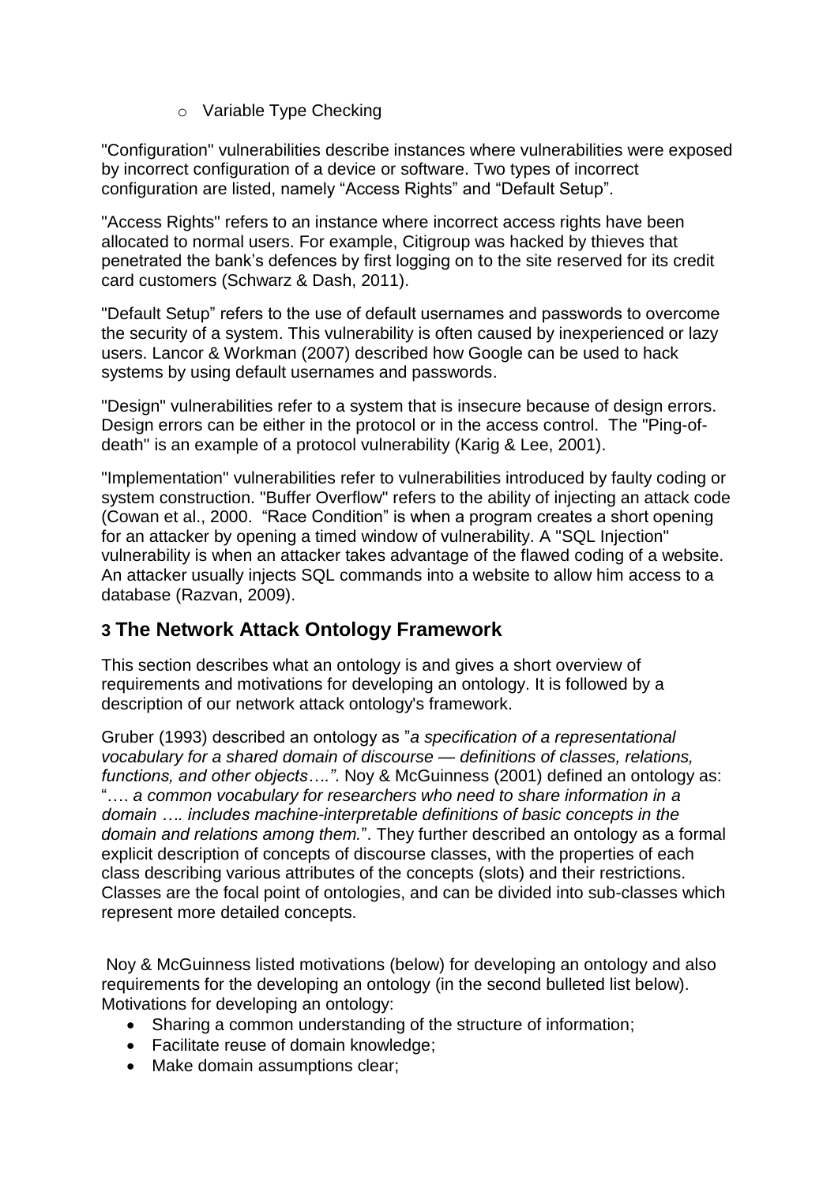- Variable Type Checking

"Configuration" vulnerabilities describe instances where vulnerabilities were exposed by incorrect configuration of a device or software. Two types of incorrect configuration are listed, namely "Access Rights" and "Default Setup".

"Access Rights" refers to an instance where incorrect access rights have been allocated to normal users. For example, Citigroup was hacked by thieves that penetrated the bank's defences by first logging on to the site reserved for its credit card customers (Schwarz & Dash, 2011).

"Default Setup" refers to the use of default usernames and passwords to overcome the security of a system. This vulnerability is often caused by inexperienced or lazy users. Lancor & Workman (2007) described how Google can be used to hack systems by using default usernames and passwords.

"Design" vulnerabilities refer to a system that is insecure because of design errors. Design errors can be either in the protocol or in the access control. The "Ping-of-death" is an example of a protocol vulnerability (Karig & Lee, 2001).

"Implementation" vulnerabilities refer to vulnerabilities introduced by faulty coding or system construction. "Buffer Overflow" refers to the ability of injecting an attack code (Cowan et al., 2000. "Race Condition" is when a program creates a short opening for an attacker by opening a timed window of vulnerability. A "SQL Injection" vulnerability is when an attacker takes advantage of the flawed coding of a website. An attacker usually injects SQL commands into a website to allow him access to a database (Razvan, 2009).

## 3 The Network Attack Ontology Framework

This section describes what an ontology is and gives a short overview of requirements and motivations for developing an ontology. It is followed by a description of our network attack ontology's framework.

Gruber (1993) described an ontology as "*a specification of a representational vocabulary for a shared domain of discourse — definitions of classes, relations, functions, and other objects….*". Noy & McGuinness (2001) defined an ontology as: "*…. a common vocabulary for researchers who need to share information in a domain …. includes machine-interpretable definitions of basic concepts in the domain and relations among them.*". They further described an ontology as a formal explicit description of concepts of discourse classes, with the properties of each class describing various attributes of the concepts (slots) and their restrictions. Classes are the focal point of ontologies, and can be divided into sub-classes which represent more detailed concepts.

Noy & McGuinness listed motivations (below) for developing an ontology and also requirements for the developing an ontology (in the second bulleted list below). Motivations for developing an ontology:

- Sharing a common understanding of the structure of information;
- Facilitate reuse of domain knowledge;
- Make domain assumptions clear;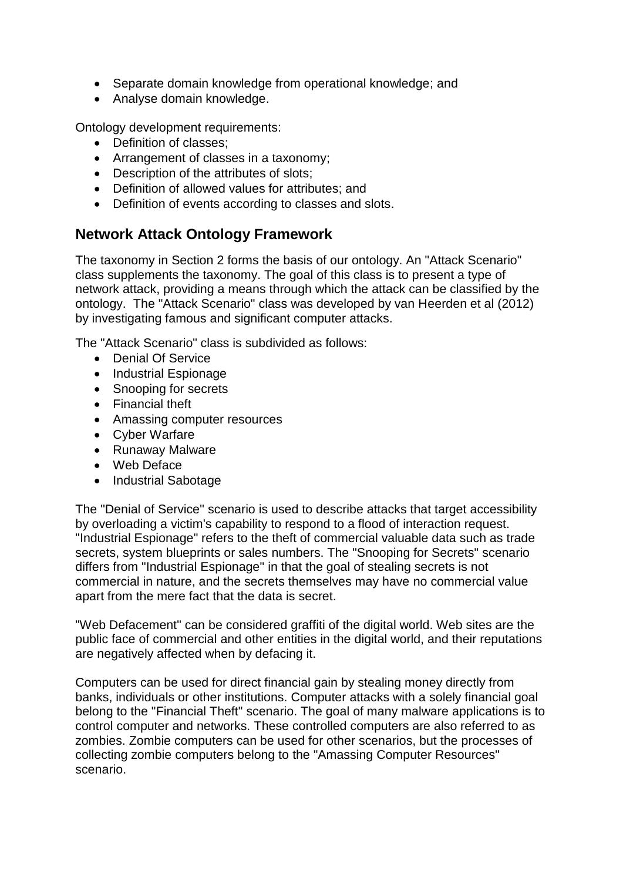- Separate domain knowledge from operational knowledge; and
- Analyse domain knowledge.

Ontology development requirements:

- Definition of classes;
- Arrangement of classes in a taxonomy;
- Description of the attributes of slots;
- Definition of allowed values for attributes; and
- Definition of events according to classes and slots.

## Network Attack Ontology Framework

The taxonomy in Section 2 forms the basis of our ontology. An "Attack Scenario" class supplements the taxonomy. The goal of this class is to present a type of network attack, providing a means through which the attack can be classified by the ontology. The "Attack Scenario" class was developed by van Heerden et al (2012) by investigating famous and significant computer attacks.

The "Attack Scenario" class is subdivided as follows:

- Denial Of Service
- Industrial Espionage
- Snooping for secrets
- Financial theft
- Amassing computer resources
- Cyber Warfare
- Runaway Malware
- Web Deface
- Industrial Sabotage

The "Denial of Service" scenario is used to describe attacks that target accessibility by overloading a victim's capability to respond to a flood of interaction request. "Industrial Espionage" refers to the theft of commercial valuable data such as trade secrets, system blueprints or sales numbers. The "Snooping for Secrets" scenario differs from "Industrial Espionage" in that the goal of stealing secrets is not commercial in nature, and the secrets themselves may have no commercial value apart from the mere fact that the data is secret.

"Web Defacement" can be considered graffiti of the digital world. Web sites are the public face of commercial and other entities in the digital world, and their reputations are negatively affected when by defacing it.

Computers can be used for direct financial gain by stealing money directly from banks, individuals or other institutions. Computer attacks with a solely financial goal belong to the "Financial Theft" scenario. The goal of many malware applications is to control computer and networks. These controlled computers are also referred to as zombies. Zombie computers can be used for other scenarios, but the processes of collecting zombie computers belong to the "Amassing Computer Resources" scenario.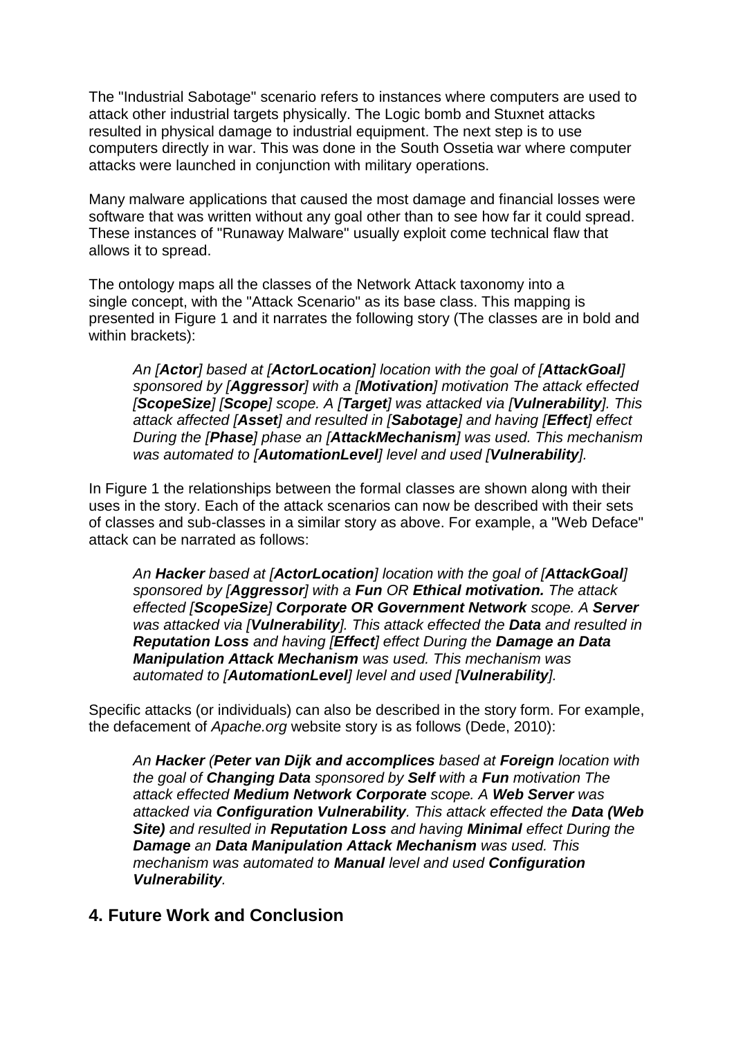The "Industrial Sabotage" scenario refers to instances where computers are used to attack other industrial targets physically. The Logic bomb and Stuxnet attacks resulted in physical damage to industrial equipment. The next step is to use computers directly in war. This was done in the South Ossetia war where computer attacks were launched in conjunction with military operations.

Many malware applications that caused the most damage and financial losses were software that was written without any goal other than to see how far it could spread. These instances of "Runaway Malware" usually exploit come technical flaw that allows it to spread.

The ontology maps all the classes of the Network Attack taxonomy into a single concept, with the "Attack Scenario" as its base class. This mapping is presented in Figure 1 and it narrates the following story (The classes are in bold and within brackets):

> *An [**Actor**] based at [**ActorLocation**] location with the goal of [**AttackGoal**] sponsored by [**Aggressor**] with a [**Motivation**] motivation The attack effected [**ScopeSize**] [**Scope**] scope. A [**Target**] was attacked via [**Vulnerability**]. This attack affected [**Asset**] and resulted in [**Sabotage**] and having [**Effect**] effect During the [**Phase**] phase an [**AttackMechanism**] was used. This mechanism was automated to [**AutomationLevel**] level and used [**Vulnerability**].*

In Figure 1 the relationships between the formal classes are shown along with their uses in the story. Each of the attack scenarios can now be described with their sets of classes and sub-classes in a similar story as above. For example, a "Web Deface" attack can be narrated as follows:

> *An **Hacker** based at [**ActorLocation**] location with the goal of [**AttackGoal**] sponsored by [**Aggressor**] with a **Fun** OR **Ethical motivation.** The attack effected [**ScopeSize**] **Corporate OR Government Network** scope. A **Server** was attacked via [**Vulnerability**]. This attack effected the **Data** and resulted in **Reputation Loss** and having [**Effect**] effect During the **Damage an Data Manipulation Attack Mechanism** was used. This mechanism was automated to [**AutomationLevel**] level and used [**Vulnerability**].*

Specific attacks (or individuals) can also be described in the story form. For example, the defacement of *Apache.org* website story is as follows (Dede, 2010):

> *An **Hacker** (**Peter van Dijk and accomplices** based at **Foreign** location with the goal of **Changing Data** sponsored by **Self** with a **Fun** motivation The attack effected **Medium Network Corporate** scope. A **Web Server** was attacked via **Configuration Vulnerability**. This attack effected the **Data (Web Site)** and resulted in **Reputation Loss** and having **Minimal** effect During the **Damage** an **Data Manipulation Attack Mechanism** was used. This mechanism was automated to **Manual** level and used **Configuration Vulnerability**.*

## 4. Future Work and Conclusion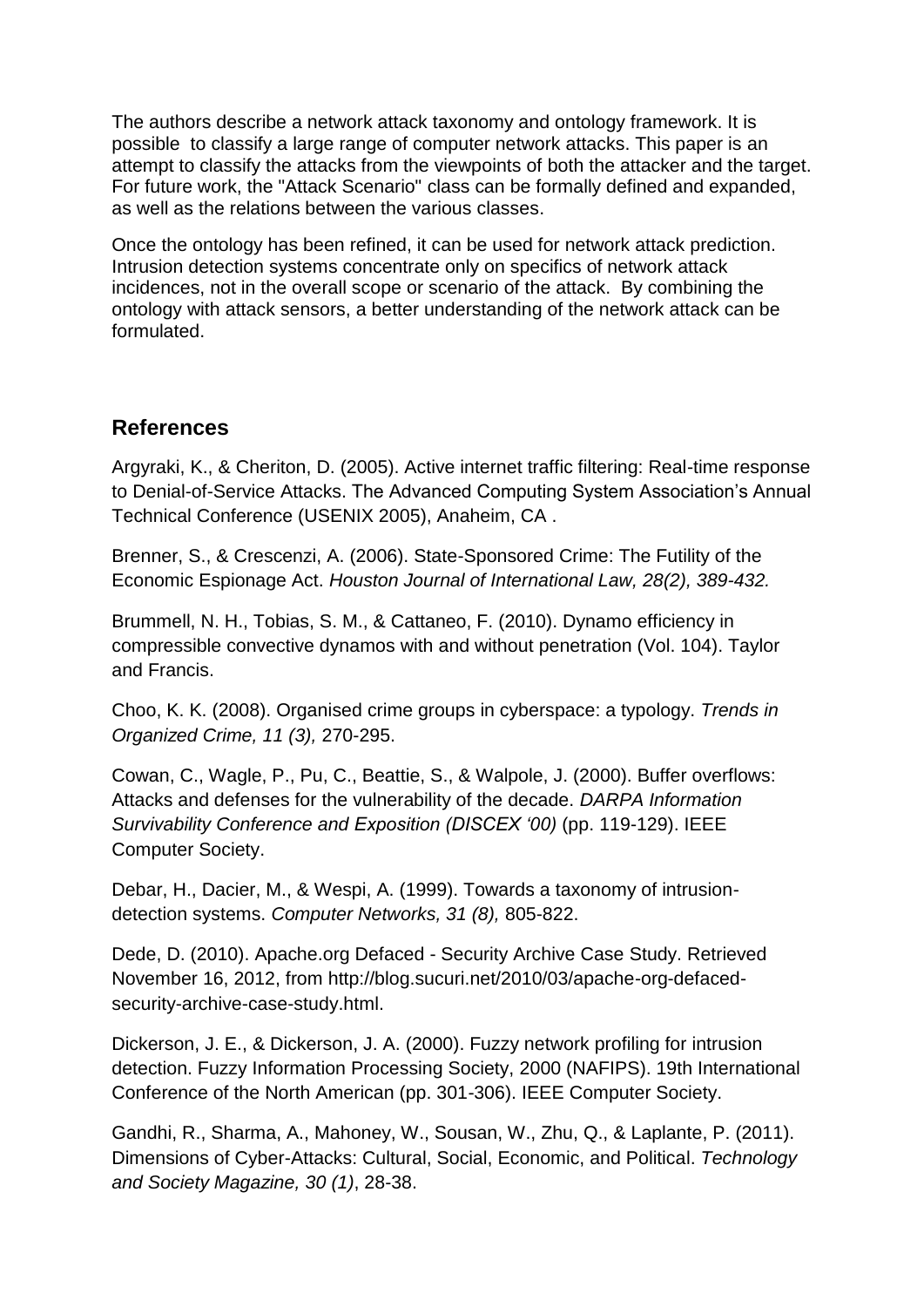The authors describe a network attack taxonomy and ontology framework. It is possible to classify a large range of computer network attacks. This paper is an attempt to classify the attacks from the viewpoints of both the attacker and the target. For future work, the "Attack Scenario" class can be formally defined and expanded, as well as the relations between the various classes.

Once the ontology has been refined, it can be used for network attack prediction. Intrusion detection systems concentrate only on specifics of network attack incidences, not in the overall scope or scenario of the attack. By combining the ontology with attack sensors, a better understanding of the network attack can be formulated.

## References

Argyraki, K., & Cheriton, D. (2005). Active internet traffic filtering: Real-time response to Denial-of-Service Attacks. The Advanced Computing System Association's Annual Technical Conference (USENIX 2005), Anaheim, CA .

Brenner, S., & Crescenzi, A. (2006). State-Sponsored Crime: The Futility of the Economic Espionage Act. *Houston Journal of International Law, 28(2), 389-432.*

Brummell, N. H., Tobias, S. M., & Cattaneo, F. (2010). Dynamo efficiency in compressible convective dynamos with and without penetration (Vol. 104). Taylor and Francis.

Choo, K. K. (2008). Organised crime groups in cyberspace: a typology. *Trends in Organized Crime, 11 (3),* 270-295.

Cowan, C., Wagle, P., Pu, C., Beattie, S., & Walpole, J. (2000). Buffer overflows: Attacks and defenses for the vulnerability of the decade. *DARPA Information Survivability Conference and Exposition (DISCEX '00)* (pp. 119-129). IEEE Computer Society.

Debar, H., Dacier, M., & Wespi, A. (1999). Towards a taxonomy of intrusion-detection systems. *Computer Networks, 31 (8),* 805-822.

Dede, D. (2010). Apache.org Defaced - Security Archive Case Study. Retrieved November 16, 2012, from http://blog.sucuri.net/2010/03/apache-org-defaced-security-archive-case-study.html.

Dickerson, J. E., & Dickerson, J. A. (2000). Fuzzy network profiling for intrusion detection. Fuzzy Information Processing Society, 2000 (NAFIPS). 19th International Conference of the North American (pp. 301-306). IEEE Computer Society.

Gandhi, R., Sharma, A., Mahoney, W., Sousan, W., Zhu, Q., & Laplante, P. (2011). Dimensions of Cyber-Attacks: Cultural, Social, Economic, and Political. *Technology and Society Magazine, 30 (1)*, 28-38.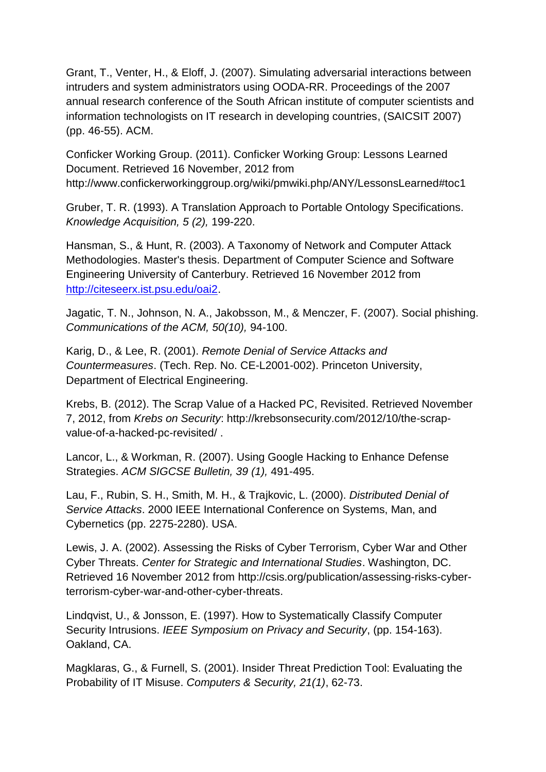Grant, T., Venter, H., & Eloff, J. (2007). Simulating adversarial interactions between intruders and system administrators using OODA-RR. Proceedings of the 2007 annual research conference of the South African institute of computer scientists and information technologists on IT research in developing countries, (SAICSIT 2007) (pp. 46-55). ACM.

Conficker Working Group. (2011). Conficker Working Group: Lessons Learned Document. Retrieved 16 November, 2012 from http://www.confickerworkinggroup.org/wiki/pmwiki.php/ANY/LessonsLearned#toc1

Gruber, T. R. (1993). A Translation Approach to Portable Ontology Specifications. *Knowledge Acquisition, 5 (2),* 199-220.

Hansman, S., & Hunt, R. (2003). A Taxonomy of Network and Computer Attack Methodologies. Master's thesis. Department of Computer Science and Software Engineering University of Canterbury. Retrieved 16 November 2012 from http://citeseerx.ist.psu.edu/oai2.

Jagatic, T. N., Johnson, N. A., Jakobsson, M., & Menczer, F. (2007). Social phishing. *Communications of the ACM, 50(10),* 94-100.

Karig, D., & Lee, R. (2001). *Remote Denial of Service Attacks and Countermeasures*. (Tech. Rep. No. CE-L2001-002). Princeton University, Department of Electrical Engineering.

Krebs, B. (2012). The Scrap Value of a Hacked PC, Revisited. Retrieved November 7, 2012, from *Krebs on Security*: http://krebsonsecurity.com/2012/10/the-scrap-value-of-a-hacked-pc-revisited/ .

Lancor, L., & Workman, R. (2007). Using Google Hacking to Enhance Defense Strategies. *ACM SIGCSE Bulletin, 39 (1),* 491-495.

Lau, F., Rubin, S. H., Smith, M. H., & Trajkovic, L. (2000). *Distributed Denial of Service Attacks*. 2000 IEEE International Conference on Systems, Man, and Cybernetics (pp. 2275-2280). USA.

Lewis, J. A. (2002). Assessing the Risks of Cyber Terrorism, Cyber War and Other Cyber Threats. *Center for Strategic and International Studies*. Washington, DC. Retrieved 16 November 2012 from http://csis.org/publication/assessing-risks-cyber-terrorism-cyber-war-and-other-cyber-threats.

Lindqvist, U., & Jonsson, E. (1997). How to Systematically Classify Computer Security Intrusions. *IEEE Symposium on Privacy and Security*, (pp. 154-163). Oakland, CA.

Magklaras, G., & Furnell, S. (2001). Insider Threat Prediction Tool: Evaluating the Probability of IT Misuse. *Computers & Security, 21(1)*, 62-73.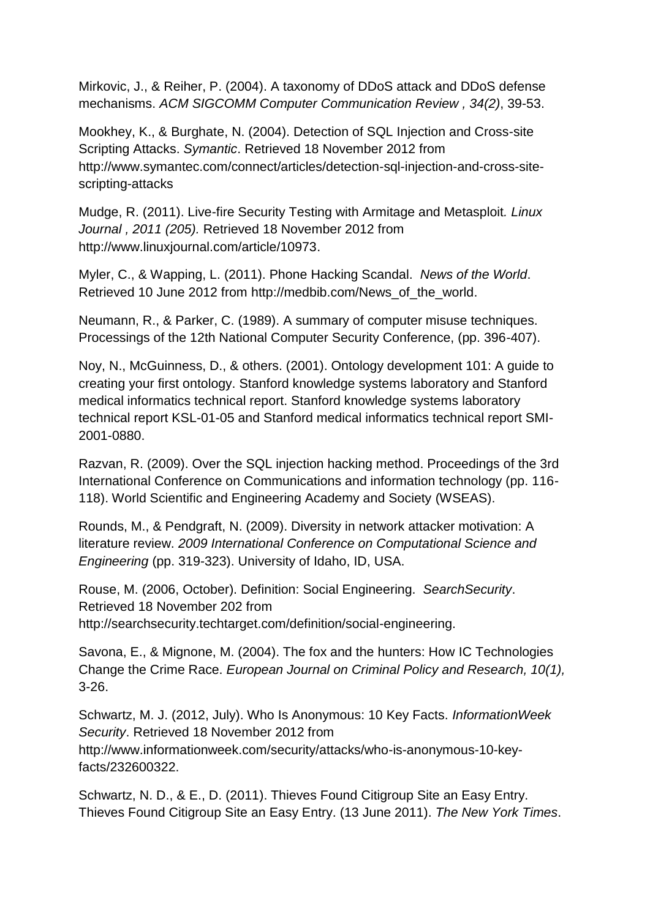Mirkovic, J., & Reiher, P. (2004). A taxonomy of DDoS attack and DDoS defense mechanisms. *ACM SIGCOMM Computer Communication Review , 34(2)*, 39-53.

Mookhey, K., & Burghate, N. (2004). Detection of SQL Injection and Cross-site Scripting Attacks. *Symantic*. Retrieved 18 November 2012 from http://www.symantec.com/connect/articles/detection-sql-injection-and-cross-site-scripting-attacks

Mudge, R. (2011). Live-fire Security Testing with Armitage and Metasploit. *Linux Journal , 2011 (205).* Retrieved 18 November 2012 from http://www.linuxjournal.com/article/10973.

Myler, C., & Wapping, L. (2011). Phone Hacking Scandal. *News of the World*. Retrieved 10 June 2012 from http://medbib.com/News_of_the_world.

Neumann, R., & Parker, C. (1989). A summary of computer misuse techniques. Processings of the 12th National Computer Security Conference, (pp. 396-407).

Noy, N., McGuinness, D., & others. (2001). Ontology development 101: A guide to creating your first ontology. Stanford knowledge systems laboratory and Stanford medical informatics technical report. Stanford knowledge systems laboratory technical report KSL-01-05 and Stanford medical informatics technical report SMI-2001-0880.

Razvan, R. (2009). Over the SQL injection hacking method. Proceedings of the 3rd International Conference on Communications and information technology (pp. 116-118). World Scientific and Engineering Academy and Society (WSEAS).

Rounds, M., & Pendgraft, N. (2009). Diversity in network attacker motivation: A literature review. *2009 International Conference on Computational Science and Engineering* (pp. 319-323). University of Idaho, ID, USA.

Rouse, M. (2006, October). Definition: Social Engineering. *SearchSecurity*. Retrieved 18 November 202 from http://searchsecurity.techtarget.com/definition/social-engineering.

Savona, E., & Mignone, M. (2004). The fox and the hunters: How IC Technologies Change the Crime Race. *European Journal on Criminal Policy and Research, 10(1),* 3-26.

Schwartz, M. J. (2012, July). Who Is Anonymous: 10 Key Facts. *InformationWeek Security*. Retrieved 18 November 2012 from http://www.informationweek.com/security/attacks/who-is-anonymous-10-key-facts/232600322.

Schwartz, N. D., & E., D. (2011). Thieves Found Citigroup Site an Easy Entry. Thieves Found Citigroup Site an Easy Entry. (13 June 2011). *The New York Times*.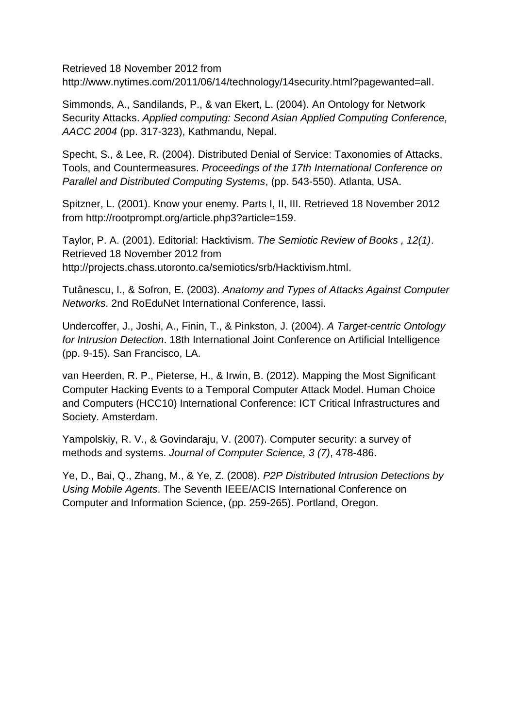Retrieved 18 November 2012 from http://www.nytimes.com/2011/06/14/technology/14security.html?pagewanted=all.

Simmonds, A., Sandilands, P., & van Ekert, L. (2004). An Ontology for Network Security Attacks. *Applied computing: Second Asian Applied Computing Conference, AACC 2004* (pp. 317-323), Kathmandu, Nepal.

Specht, S., & Lee, R. (2004). Distributed Denial of Service: Taxonomies of Attacks, Tools, and Countermeasures. *Proceedings of the 17th International Conference on Parallel and Distributed Computing Systems*, (pp. 543-550). Atlanta, USA.

Spitzner, L. (2001). Know your enemy. Parts I, II, III. Retrieved 18 November 2012 from http://rootprompt.org/article.php3?article=159.

Taylor, P. A. (2001). Editorial: Hacktivism. *The Semiotic Review of Books , 12(1)*. Retrieved 18 November 2012 from http://projects.chass.utoronto.ca/semiotics/srb/Hacktivism.html.

Tutânescu, I., & Sofron, E. (2003). *Anatomy and Types of Attacks Against Computer Networks*. 2nd RoEduNet International Conference, Iassi.

Undercoffer, J., Joshi, A., Finin, T., & Pinkston, J. (2004). *A Target-centric Ontology for Intrusion Detection*. 18th International Joint Conference on Artificial Intelligence (pp. 9-15). San Francisco, LA.

van Heerden, R. P., Pieterse, H., & Irwin, B. (2012). Mapping the Most Significant Computer Hacking Events to a Temporal Computer Attack Model. Human Choice and Computers (HCC10) International Conference: ICT Critical Infrastructures and Society. Amsterdam.

Yampolskiy, R. V., & Govindaraju, V. (2007). Computer security: a survey of methods and systems. *Journal of Computer Science, 3 (7)*, 478-486.

Ye, D., Bai, Q., Zhang, M., & Ye, Z. (2008). *P2P Distributed Intrusion Detections by Using Mobile Agents*. The Seventh IEEE/ACIS International Conference on Computer and Information Science, (pp. 259-265). Portland, Oregon.